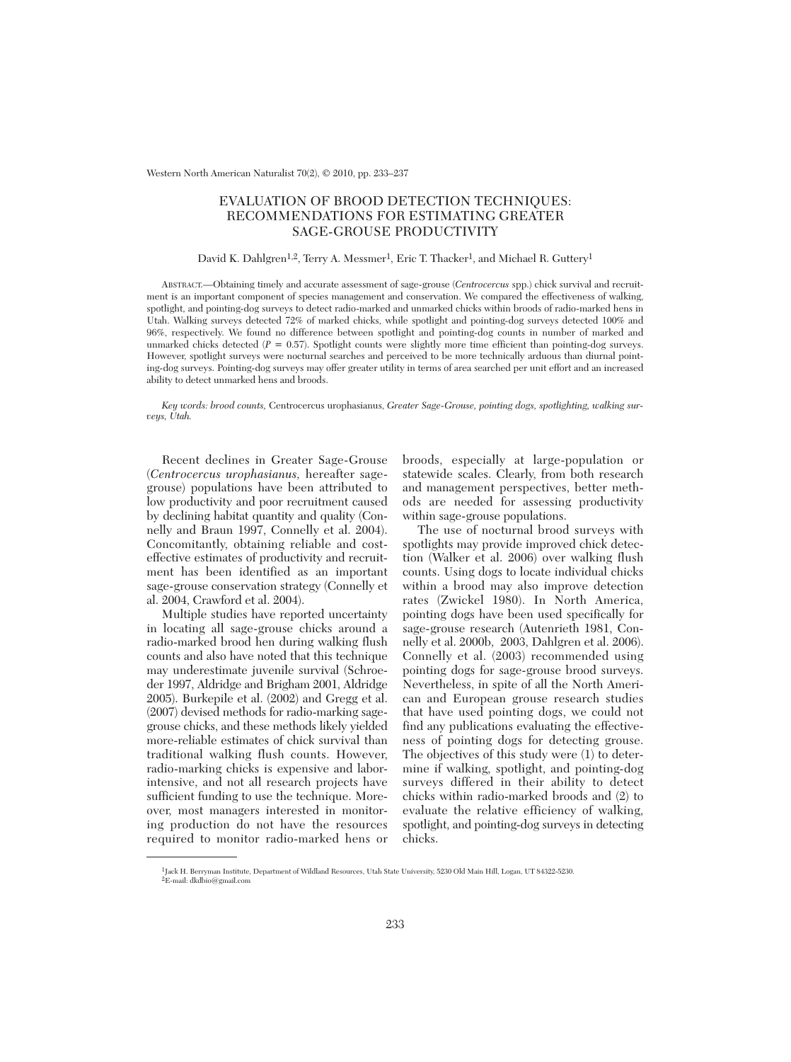# EVALUATION OF BROOD DETECTION TECHNIQUES: RECOMMENDATIONS FOR ESTIMATING GREATER SAGE-GROUSE PRODUCTIVITY

David K. Dahlgren[1,2], Terry A. Messmer[1], Eric T. Thacker[1], and Michael R. Guttery[1]

Abstract.—Obtaining timely and accurate assessment of sage-grouse (*Centrocercus* spp.) chick survival and recruitment is an important component of species management and conservation. We compared the effectiveness of walking, spotlight, and pointing-dog surveys to detect radio-marked and unmarked chicks within broods of radio-marked hens in Utah. Walking surveys detected 72% of marked chicks, while spotlight and pointing-dog surveys detected 100% and 96%, respectively. We found no difference between spotlight and pointing-dog counts in number of marked and unmarked chicks detected ($P = 0.57$). Spotlight counts were slightly more time efficient than pointing-dog surveys. However, spotlight surveys were nocturnal searches and perceived to be more technically arduous than diurnal pointing-dog surveys. Pointing-dog surveys may offer greater utility in terms of area searched per unit effort and an increased ability to detect unmarked hens and broods.

*Key words: brood counts,* Centrocercus urophasianus, *Greater Sage-Grouse, pointing dogs, spotlighting, walking surveys, Utah.*

Recent declines in Greater Sage-Grouse (*Centrocercus urophasianus*, hereafter sage-grouse) populations have been attributed to low productivity and poor recruitment caused by declining habitat quantity and quality (Connelly and Braun 1997, Connelly et al. 2004). Concomitantly, obtaining reliable and cost-effective estimates of productivity and recruitment has been identified as an important sage-grouse conservation strategy (Connelly et al. 2004, Crawford et al. 2004).

Multiple studies have reported uncertainty in locating all sage-grouse chicks around a radio-marked brood hen during walking flush counts and also have noted that this technique may underestimate juvenile survival (Schroeder 1997, Aldridge and Brigham 2001, Aldridge 2005). Burkepile et al. (2002) and Gregg et al. (2007) devised methods for radio-marking sage-grouse chicks, and these methods likely yielded more-reliable estimates of chick survival than traditional walking flush counts. However, radio-marking chicks is expensive and labor-intensive, and not all research projects have sufficient funding to use the technique. Moreover, most managers interested in monitoring production do not have the resources required to monitor radio-marked hens or broods, especially at large-population or statewide scales. Clearly, from both research and management perspectives, better methods are needed for assessing productivity within sage-grouse populations.

The use of nocturnal brood surveys with spotlights may provide improved chick detection (Walker et al. 2006) over walking flush counts. Using dogs to locate individual chicks within a brood may also improve detection rates (Zwickel 1980). In North America, pointing dogs have been used specifically for sage-grouse research (Autenrieth 1981, Connelly et al. 2000b, 2003, Dahlgren et al. 2006). Connelly et al. (2003) recommended using pointing dogs for sage-grouse brood surveys. Nevertheless, in spite of all the North American and European grouse research studies that have used pointing dogs, we could not find any publications evaluating the effectiveness of pointing dogs for detecting grouse. The objectives of this study were (1) to determine if walking, spotlight, and pointing-dog surveys differed in their ability to detect chicks within radio-marked broods and (2) to evaluate the relative efficiency of walking, spotlight, and pointing-dog surveys in detecting chicks.

[1]Jack H. Berryman Institute, Department of Wildland Resources, Utah State University, 5230 Old Main Hill, Logan, UT 84322-5230.
[2]E-mail: dkdbio@gmail.com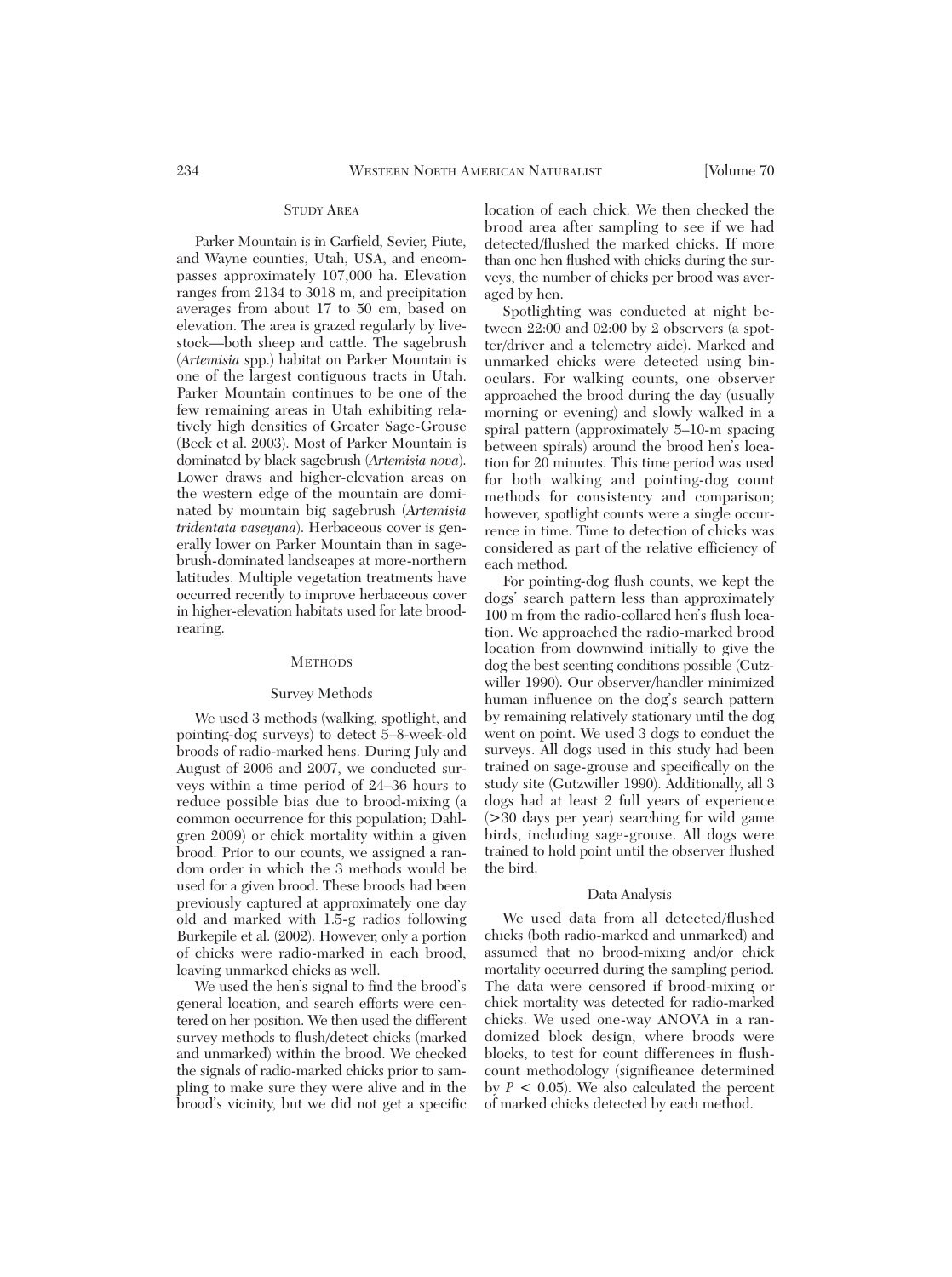## Study Area

Parker Mountain is in Garfield, Sevier, Piute, and Wayne counties, Utah, USA, and encompasses approximately 107,000 ha. Elevation ranges from 2134 to 3018 m, and precipitation averages from about 17 to 50 cm, based on elevation. The area is grazed regularly by livestock—both sheep and cattle. The sagebrush (*Artemisia* spp.) habitat on Parker Mountain is one of the largest contiguous tracts in Utah. Parker Mountain continues to be one of the few remaining areas in Utah exhibiting relatively high densities of Greater Sage-Grouse (Beck et al. 2003). Most of Parker Mountain is dominated by black sagebrush (*Artemisia nova*). Lower draws and higher-elevation areas on the western edge of the mountain are dominated by mountain big sagebrush (*Artemisia tridentata vaseyana*). Herbaceous cover is generally lower on Parker Mountain than in sagebrush-dominated landscapes at more-northern latitudes. Multiple vegetation treatments have occurred recently to improve herbaceous cover in higher-elevation habitats used for late brood-rearing.

## Methods

### Survey Methods

We used 3 methods (walking, spotlight, and pointing-dog surveys) to detect 5–8-week-old broods of radio-marked hens. During July and August of 2006 and 2007, we conducted surveys within a time period of 24–36 hours to reduce possible bias due to brood-mixing (a common occurrence for this population; Dahlgren 2009) or chick mortality within a given brood. Prior to our counts, we assigned a random order in which the 3 methods would be used for a given brood. These broods had been previously captured at approximately one day old and marked with 1.5-g radios following Burkepile et al. (2002). However, only a portion of chicks were radio-marked in each brood, leaving unmarked chicks as well.

We used the hen's signal to find the brood's general location, and search efforts were centered on her position. We then used the different survey methods to flush/detect chicks (marked and unmarked) within the brood. We checked the signals of radio-marked chicks prior to sampling to make sure they were alive and in the brood's vicinity, but we did not get a specific location of each chick. We then checked the brood area after sampling to see if we had detected/flushed the marked chicks. If more than one hen flushed with chicks during the surveys, the number of chicks per brood was averaged by hen.

Spotlighting was conducted at night between 22:00 and 02:00 by 2 observers (a spotter/driver and a telemetry aide). Marked and unmarked chicks were detected using binoculars. For walking counts, one observer approached the brood during the day (usually morning or evening) and slowly walked in a spiral pattern (approximately 5–10-m spacing between spirals) around the brood hen's location for 20 minutes. This time period was used for both walking and pointing-dog count methods for consistency and comparison; however, spotlight counts were a single occurrence in time. Time to detection of chicks was considered as part of the relative efficiency of each method.

For pointing-dog flush counts, we kept the dogs' search pattern less than approximately 100 m from the radio-collared hen's flush location. We approached the radio-marked brood location from downwind initially to give the dog the best scenting conditions possible (Gutzwiller 1990). Our observer/handler minimized human influence on the dog's search pattern by remaining relatively stationary until the dog went on point. We used 3 dogs to conduct the surveys. All dogs used in this study had been trained on sage-grouse and specifically on the study site (Gutzwiller 1990). Additionally, all 3 dogs had at least 2 full years of experience (>30 days per year) searching for wild game birds, including sage-grouse. All dogs were trained to hold point until the observer flushed the bird.

### Data Analysis

We used data from all detected/flushed chicks (both radio-marked and unmarked) and assumed that no brood-mixing and/or chick mortality occurred during the sampling period. The data were censored if brood-mixing or chick mortality was detected for radio-marked chicks. We used one-way ANOVA in a randomized block design, where broods were blocks, to test for count differences in flush-count methodology (significance determined by $P < 0.05$). We also calculated the percent of marked chicks detected by each method.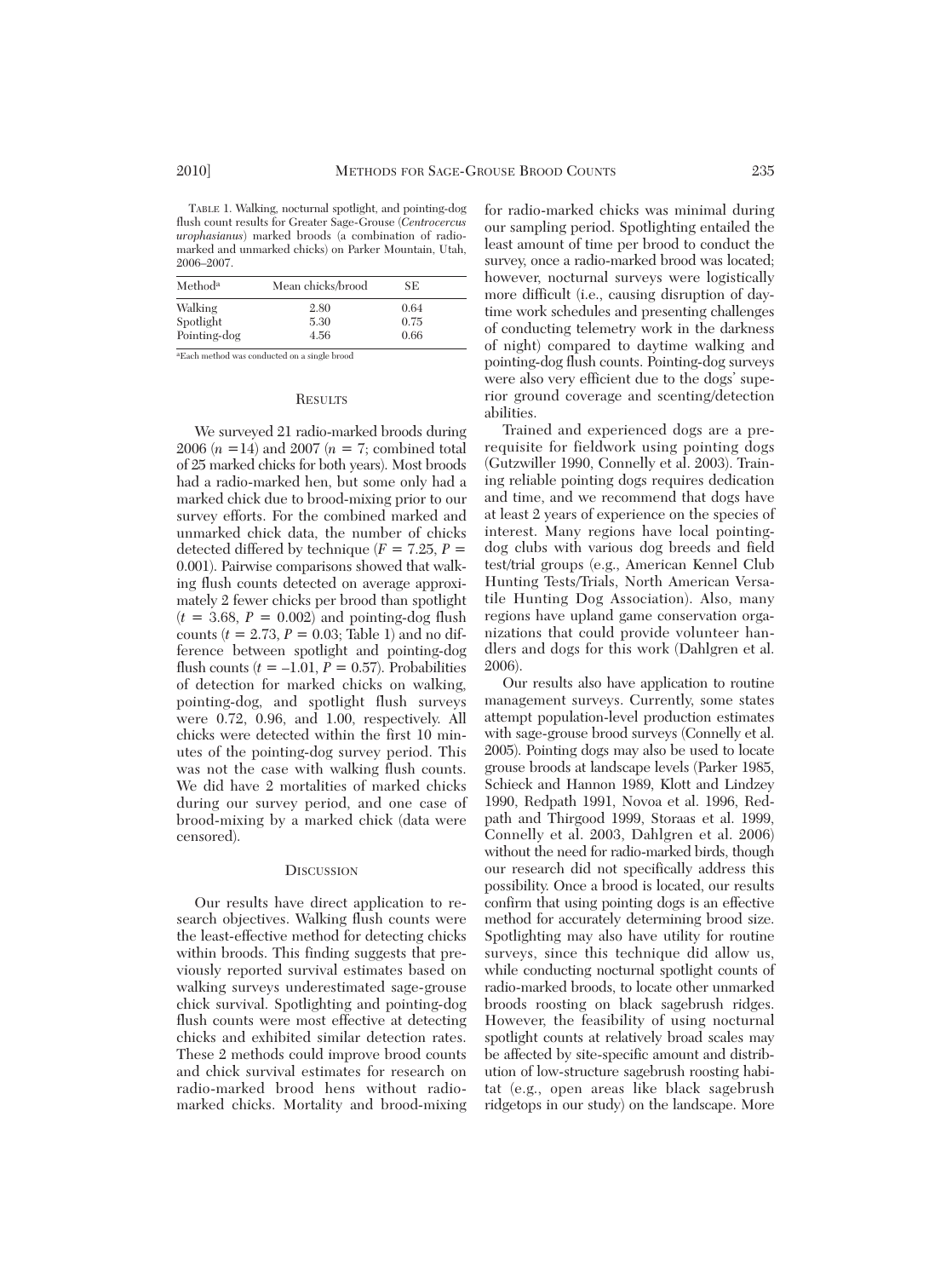TABLE 1. Walking, nocturnal spotlight, and pointing-dog flush count results for Greater Sage-Grouse (*Centrocercus urophasianus*) marked broods (a combination of radio-marked and unmarked chicks) on Parker Mountain, Utah, 2006–2007.

| Method[a] | Mean chicks/brood | SE |
|---|---|---|
| Walking | 2.80 | 0.64 |
| Spotlight | 5.30 | 0.75 |
| Pointing-dog | 4.56 | 0.66 |

[a]Each method was conducted on a single brood

## RESULTS

We surveyed 21 radio-marked broods during 2006 ($n$ =14) and 2007 ($n$ = 7; combined total of 25 marked chicks for both years). Most broods had a radio-marked hen, but some only had a marked chick due to brood-mixing prior to our survey efforts. For the combined marked and unmarked chick data, the number of chicks detected differed by technique ($F$ = 7.25, $P$ = 0.001). Pairwise comparisons showed that walking flush counts detected on average approximately 2 fewer chicks per brood than spotlight ($t$ = 3.68, $P$ = 0.002) and pointing-dog flush counts ($t$ = 2.73, $P$ = 0.03; Table 1) and no difference between spotlight and pointing-dog flush counts ($t$ = –1.01, $P$ = 0.57). Probabilities of detection for marked chicks on walking, pointing-dog, and spotlight flush surveys were 0.72, 0.96, and 1.00, respectively. All chicks were detected within the first 10 minutes of the pointing-dog survey period. This was not the case with walking flush counts. We did have 2 mortalities of marked chicks during our survey period, and one case of brood-mixing by a marked chick (data were censored).

## DISCUSSION

Our results have direct application to research objectives. Walking flush counts were the least-effective method for detecting chicks within broods. This finding suggests that previously reported survival estimates based on walking surveys underestimated sage-grouse chick survival. Spotlighting and pointing-dog flush counts were most effective at detecting chicks and exhibited similar detection rates. These 2 methods could improve brood counts and chick survival estimates for research on radio-marked brood hens without radio-marked chicks. Mortality and brood-mixing for radio-marked chicks was minimal during our sampling period. Spotlighting entailed the least amount of time per brood to conduct the survey, once a radio-marked brood was located; however, nocturnal surveys were logistically more difficult (i.e., causing disruption of daytime work schedules and presenting challenges of conducting telemetry work in the darkness of night) compared to daytime walking and pointing-dog flush counts. Pointing-dog surveys were also very efficient due to the dogs' superior ground coverage and scenting/detection abilities.

Trained and experienced dogs are a prerequisite for fieldwork using pointing dogs (Gutzwiller 1990, Connelly et al. 2003). Training reliable pointing dogs requires dedication and time, and we recommend that dogs have at least 2 years of experience on the species of interest. Many regions have local pointing-dog clubs with various dog breeds and field test/trial groups (e.g., American Kennel Club Hunting Tests/Trials, North American Versatile Hunting Dog Association). Also, many regions have upland game conservation organizations that could provide volunteer handlers and dogs for this work (Dahlgren et al. 2006).

Our results also have application to routine management surveys. Currently, some states attempt population-level production estimates with sage-grouse brood surveys (Connelly et al. 2005). Pointing dogs may also be used to locate grouse broods at landscape levels (Parker 1985, Schieck and Hannon 1989, Klott and Lindzey 1990, Redpath 1991, Novoa et al. 1996, Redpath and Thirgood 1999, Storaas et al. 1999, Connelly et al. 2003, Dahlgren et al. 2006) without the need for radio-marked birds, though our research did not specifically address this possibility. Once a brood is located, our results confirm that using pointing dogs is an effective method for accurately determining brood size. Spotlighting may also have utility for routine surveys, since this technique did allow us, while conducting nocturnal spotlight counts of radio-marked broods, to locate other unmarked broods roosting on black sagebrush ridges. However, the feasibility of using nocturnal spotlight counts at relatively broad scales may be affected by site-specific amount and distribution of low-structure sagebrush roosting habitat (e.g., open areas like black sagebrush ridgetops in our study) on the landscape. More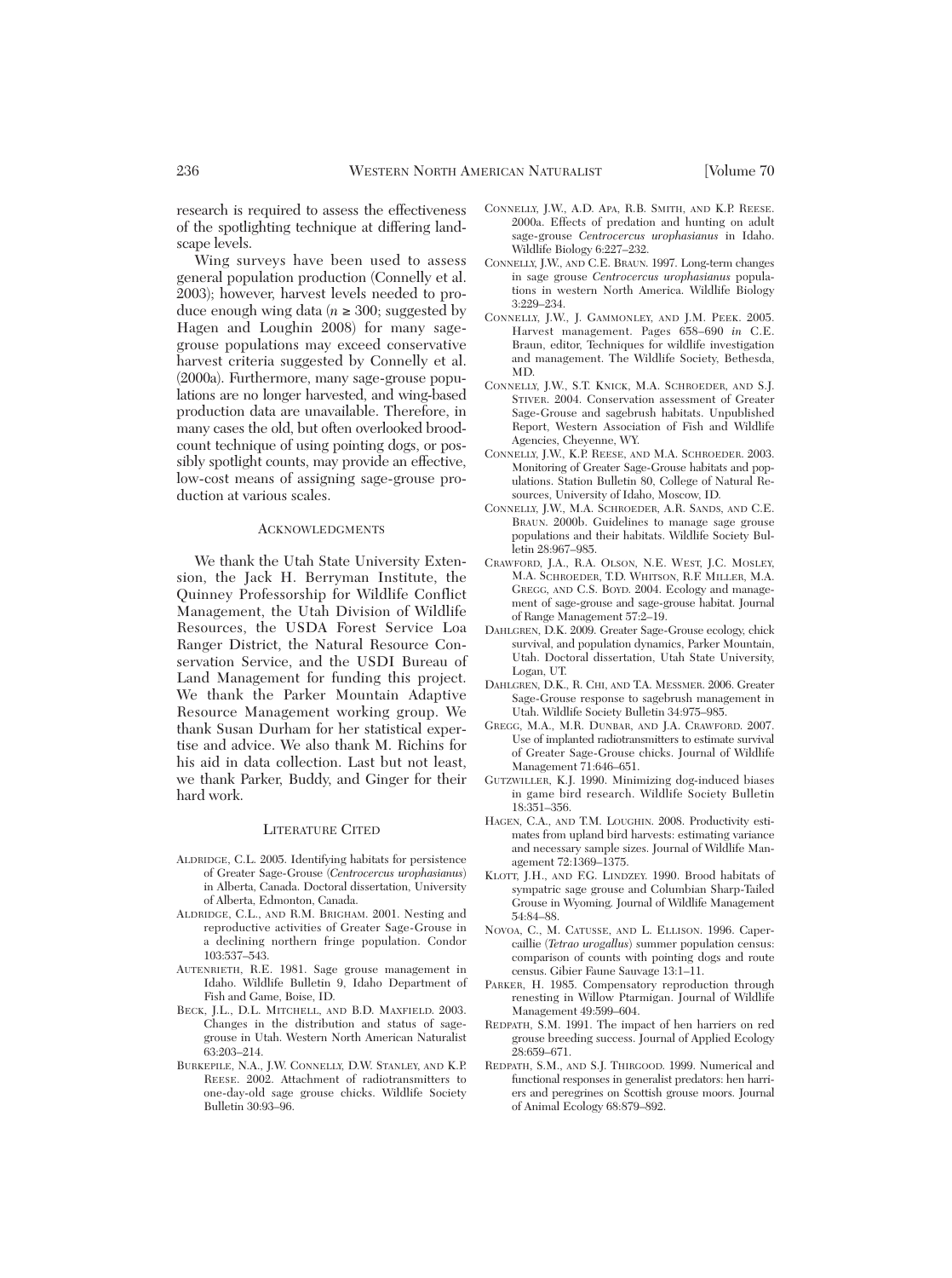research is required to assess the effectiveness of the spotlighting technique at differing landscape levels.

Wing surveys have been used to assess general population production (Connelly et al. 2003); however, harvest levels needed to produce enough wing data ($n \geq 300$; suggested by Hagen and Loughin 2008) for many sage-grouse populations may exceed conservative harvest criteria suggested by Connelly et al. (2000a). Furthermore, many sage-grouse populations are no longer harvested, and wing-based production data are unavailable. Therefore, in many cases the old, but often overlooked brood-count technique of using pointing dogs, or possibly spotlight counts, may provide an effective, low-cost means of assigning sage-grouse production at various scales.

## Acknowledgments

We thank the Utah State University Extension, the Jack H. Berryman Institute, the Quinney Professorship for Wildlife Conflict Management, the Utah Division of Wildlife Resources, the USDA Forest Service Loa Ranger District, the Natural Resource Conservation Service, and the USDI Bureau of Land Management for funding this project. We thank the Parker Mountain Adaptive Resource Management working group. We thank Susan Durham for her statistical expertise and advice. We also thank M. Richins for his aid in data collection. Last but not least, we thank Parker, Buddy, and Ginger for their hard work.

## Literature Cited

Aldridge, C.L. 2005. Identifying habitats for persistence of Greater Sage-Grouse (*Centrocercus urophasianus*) in Alberta, Canada. Doctoral dissertation, University of Alberta, Edmonton, Canada.

Aldridge, C.L., and R.M. Brigham. 2001. Nesting and reproductive activities of Greater Sage-Grouse in a declining northern fringe population. Condor 103:537–543.

Autenrieth, R.E. 1981. Sage grouse management in Idaho. Wildlife Bulletin 9, Idaho Department of Fish and Game, Boise, ID.

Beck, J.L., D.L. Mitchell, and B.D. Maxfield. 2003. Changes in the distribution and status of sage-grouse in Utah. Western North American Naturalist 63:203–214.

Burkepile, N.A., J.W. Connelly, D.W. Stanley, and K.P. Reese. 2002. Attachment of radiotransmitters to one-day-old sage grouse chicks. Wildlife Society Bulletin 30:93–96.

Connelly, J.W., A.D. Apa, R.B. Smith, and K.P. Reese. 2000a. Effects of predation and hunting on adult sage-grouse *Centrocercus urophasianus* in Idaho. Wildlife Biology 6:227–232.

Connelly, J.W., and C.E. Braun. 1997. Long-term changes in sage grouse *Centrocercus urophasianus* populations in western North America. Wildlife Biology 3:229–234.

Connelly, J.W., J. Gammonley, and J.M. Peek. 2005. Harvest management. Pages 658–690 *in* C.E. Braun, editor, Techniques for wildlife investigation and management. The Wildlife Society, Bethesda, MD.

Connelly, J.W., S.T. Knick, M.A. Schroeder, and S.J. Stiver. 2004. Conservation assessment of Greater Sage-Grouse and sagebrush habitats. Unpublished Report, Western Association of Fish and Wildlife Agencies, Cheyenne, WY.

Connelly, J.W., K.P. Reese, and M.A. Schroeder. 2003. Monitoring of Greater Sage-Grouse habitats and populations. Station Bulletin 80, College of Natural Resources, University of Idaho, Moscow, ID.

Connelly, J.W., M.A. Schroeder, A.R. Sands, and C.E. Braun. 2000b. Guidelines to manage sage grouse populations and their habitats. Wildlife Society Bulletin 28:967–985.

Crawford, J.A., R.A. Olson, N.E. West, J.C. Mosley, M.A. Schroeder, T.D. Whitson, R.F. Miller, M.A. Gregg, and C.S. Boyd. 2004. Ecology and management of sage-grouse and sage-grouse habitat. Journal of Range Management 57:2–19.

Dahlgren, D.K. 2009. Greater Sage-Grouse ecology, chick survival, and population dynamics, Parker Mountain, Utah. Doctoral dissertation, Utah State University, Logan, UT.

Dahlgren, D.K., R. Chi, and T.A. Messmer. 2006. Greater Sage-Grouse response to sagebrush management in Utah. Wildlife Society Bulletin 34:975–985.

Gregg, M.A., M.R. Dunbar, and J.A. Crawford. 2007. Use of implanted radiotransmitters to estimate survival of Greater Sage-Grouse chicks. Journal of Wildlife Management 71:646–651.

Gutzwiller, K.J. 1990. Minimizing dog-induced biases in game bird research. Wildlife Society Bulletin 18:351–356.

Hagen, C.A., and T.M. Loughin. 2008. Productivity estimates from upland bird harvests: estimating variance and necessary sample sizes. Journal of Wildlife Management 72:1369–1375.

Klott, J.H., and F.G. Lindzey. 1990. Brood habitats of sympatric sage grouse and Columbian Sharp-Tailed Grouse in Wyoming. Journal of Wildlife Management 54:84–88.

Novoa, C., M. Catusse, and L. Ellison. 1996. Capercaillie (*Tetrao urogallus*) summer population census: comparison of counts with pointing dogs and route census. Gibier Faune Sauvage 13:1–11.

Parker, H. 1985. Compensatory reproduction through renesting in Willow Ptarmigan. Journal of Wildlife Management 49:599–604.

Redpath, S.M. 1991. The impact of hen harriers on red grouse breeding success. Journal of Applied Ecology 28:659–671.

Redpath, S.M., and S.J. Thirgood. 1999. Numerical and functional responses in generalist predators: hen harriers and peregrines on Scottish grouse moors. Journal of Animal Ecology 68:879–892.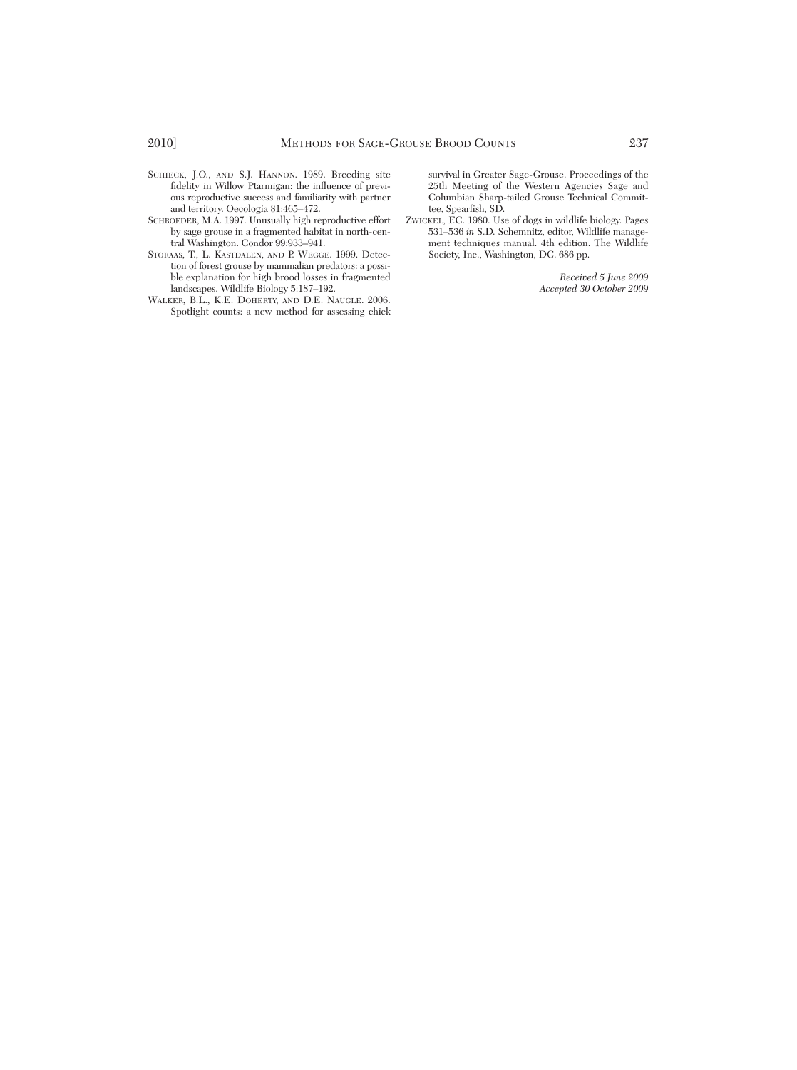SCHIECK, J.O., AND S.J. HANNON. 1989. Breeding site fidelity in Willow Ptarmigan: the influence of previous reproductive success and familiarity with partner and territory. Oecologia 81:465–472.

SCHROEDER, M.A. 1997. Unusually high reproductive effort by sage grouse in a fragmented habitat in north-central Washington. Condor 99:933–941.

STORAAS, T., L. KASTDALEN, AND P. WEGGE. 1999. Detection of forest grouse by mammalian predators: a possible explanation for high brood losses in fragmented landscapes. Wildlife Biology 5:187–192.

WALKER, B.L., K.E. DOHERTY, AND D.E. NAUGLE. 2006. Spotlight counts: a new method for assessing chick survival in Greater Sage-Grouse. Proceedings of the 25th Meeting of the Western Agencies Sage and Columbian Sharp-tailed Grouse Technical Committee, Spearfish, SD.

ZWICKEL, F.C. 1980. Use of dogs in wildlife biology. Pages 531–536 *in* S.D. Schemnitz, editor, Wildlife management techniques manual. 4th edition. The Wildlife Society, Inc., Washington, DC. 686 pp.

*Received 5 June 2009*
*Accepted 30 October 2009*